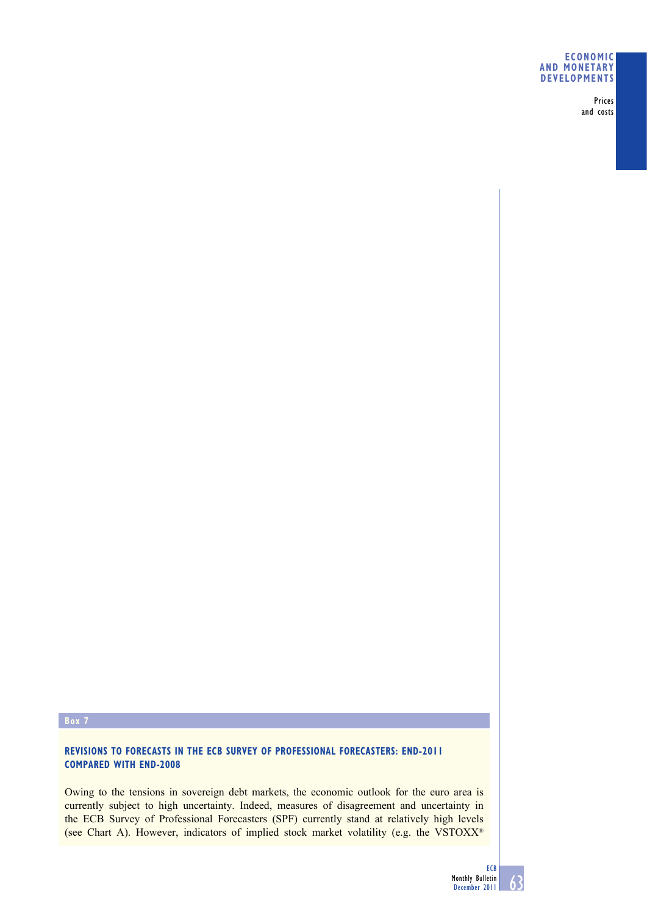## Box 7

### REVISIONS TO FORECASTS IN THE ECB SURVEY OF PROFESSIONAL FORECASTERS: END-2011 COMPARED WITH END-2008

Owing to the tensions in sovereign debt markets, the economic outlook for the euro area is currently subject to high uncertainty. Indeed, measures of disagreement and uncertainty in the ECB Survey of Professional Forecasters (SPF) currently stand at relatively high levels (see Chart A). However, indicators of implied stock market volatility (e.g. the VSTOXX®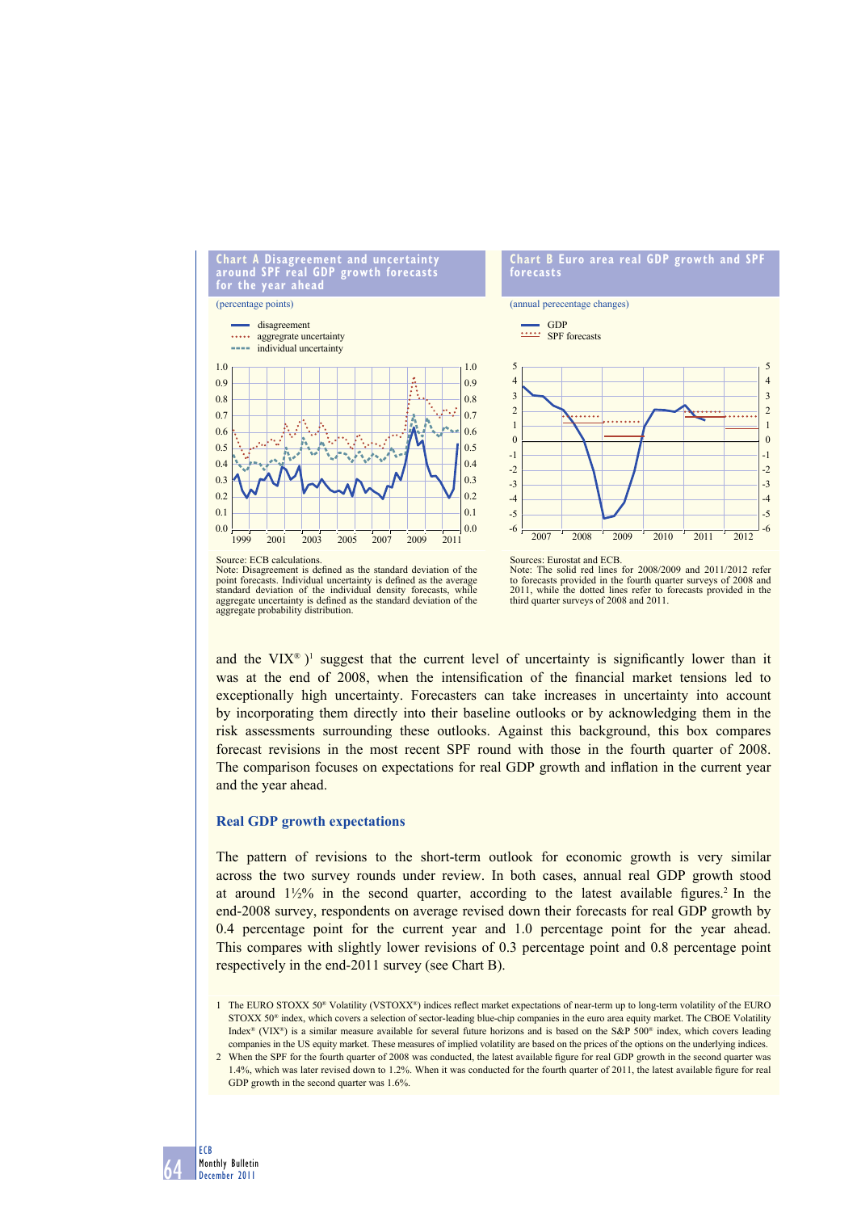**Chart A Disagreement and uncertainty around SPF real GDP growth forecasts for the year ahead**

(percentage points)

- disagreement
- aggregate uncertainty
- individual uncertainty

Source: ECB calculations.
Note: Disagreement is defined as the standard deviation of the point forecasts. Individual uncertainty is defined as the average standard deviation of the individual density forecasts, while aggregate uncertainty is defined as the standard deviation of the aggregate probability distribution.

**Chart B Euro area real GDP growth and SPF forecasts**

(annual perecentage changes)

- GDP
- SPF forecasts

Sources: Eurostat and ECB.
Note: The solid red lines for 2008/2009 and 2011/2012 refer to forecasts provided in the fourth quarter surveys of 2008 and 2011, while the dotted lines refer to forecasts provided in the third quarter surveys of 2008 and 2011.

and the VIX®)[1] suggest that the current level of uncertainty is significantly lower than it was at the end of 2008, when the intensification of the financial market tensions led to exceptionally high uncertainty. Forecasters can take increases in uncertainty into account by incorporating them directly into their baseline outlooks or by acknowledging them in the risk assessments surrounding these outlooks. Against this background, this box compares forecast revisions in the most recent SPF round with those in the fourth quarter of 2008. The comparison focuses on expectations for real GDP growth and inflation in the current year and the year ahead.

### Real GDP growth expectations

The pattern of revisions to the short-term outlook for economic growth is very similar across the two survey rounds under review. In both cases, annual real GDP growth stood at around 1½% in the second quarter, according to the latest available figures.[2] In the end-2008 survey, respondents on average revised down their forecasts for real GDP growth by 0.4 percentage point for the current year and 1.0 percentage point for the year ahead. This compares with slightly lower revisions of 0.3 percentage point and 0.8 percentage point respectively in the end-2011 survey (see Chart B).

1 The EURO STOXX 50® Volatility (VSTOXX®) indices reflect market expectations of near-term up to long-term volatility of the EURO STOXX 50® index, which covers a selection of sector-leading blue-chip companies in the euro area equity market. The CBOE Volatility Index® (VIX®) is a similar measure available for several future horizons and is based on the S&P 500® index, which covers leading companies in the US equity market. These measures of implied volatility are based on the prices of the options on the underlying indices.

2 When the SPF for the fourth quarter of 2008 was conducted, the latest available figure for real GDP growth in the second quarter was 1.4%, which was later revised down to 1.2%. When it was conducted for the fourth quarter of 2011, the latest available figure for real GDP growth in the second quarter was 1.6%.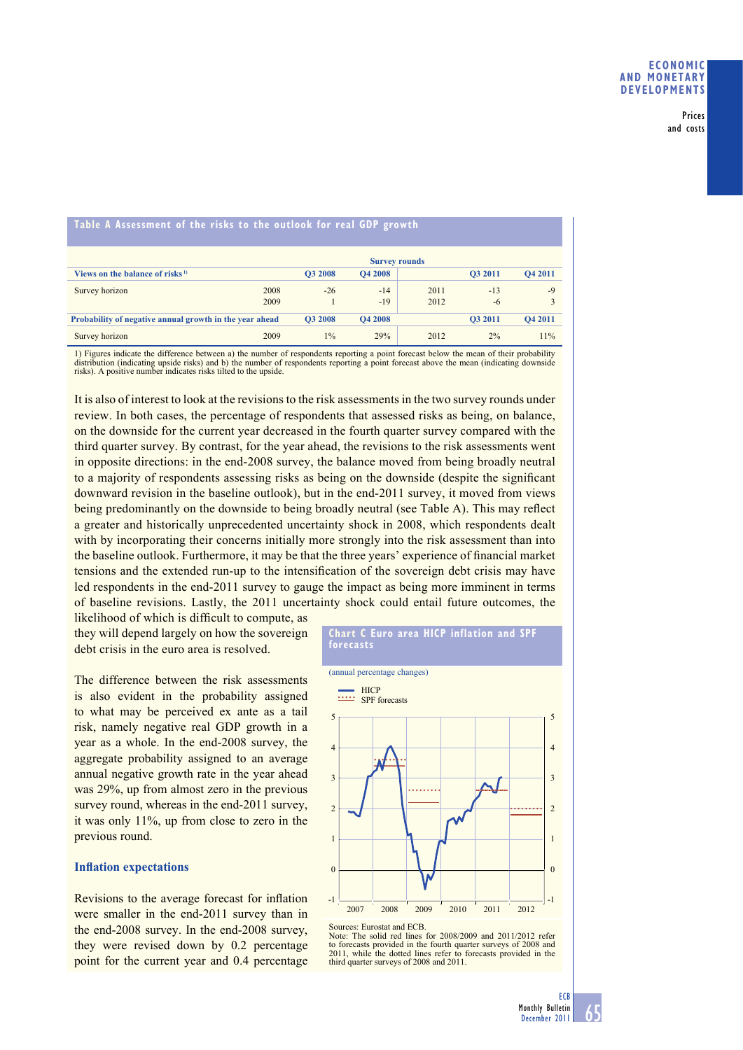**Table A Assessment of the risks to the outlook for real GDP growth**

| | | Survey rounds | | | | |
|---|---|---|---|---|---|---|
| **Views on the balance of risks** [1] | | **Q3 2008** | **Q4 2008** | | **Q3 2011** | **Q4 2011** |
| Survey horizon | 2008 | -26 | -14 | 2011 | -13 | -9 |
| | 2009 | 1 | -19 | 2012 | -6 | 3 |
| **Probability of negative annual growth in the year ahead** | | **Q3 2008** | **Q4 2008** | | **Q3 2011** | **Q4 2011** |
| Survey horizon | 2009 | 1% | 29% | 2012 | 2% | 11% |

1) Figures indicate the difference between a) the number of respondents reporting a point forecast below the mean of their probability distribution (indicating upside risks) and b) the number of respondents reporting a point forecast above the mean (indicating downside risks). A positive number indicates risks tilted to the upside.

It is also of interest to look at the revisions to the risk assessments in the two survey rounds under review. In both cases, the percentage of respondents that assessed risks as being, on balance, on the downside for the current year decreased in the fourth quarter survey compared with the third quarter survey. By contrast, for the year ahead, the revisions to the risk assessments went in opposite directions: in the end-2008 survey, the balance moved from being broadly neutral to a majority of respondents assessing risks as being on the downside (despite the significant downward revision in the baseline outlook), but in the end-2011 survey, it moved from views being predominantly on the downside to being broadly neutral (see Table A). This may reflect a greater and historically unprecedented uncertainty shock in 2008, which respondents dealt with by incorporating their concerns initially more strongly into the risk assessment than into the baseline outlook. Furthermore, it may be that the three years' experience of financial market tensions and the extended run-up to the intensification of the sovereign debt crisis may have led respondents in the end-2011 survey to gauge the impact as being more imminent in terms of baseline revisions. Lastly, the 2011 uncertainty shock could entail future outcomes, the likelihood of which is difficult to compute, as they will depend largely on how the sovereign debt crisis in the euro area is resolved.

The difference between the risk assessments is also evident in the probability assigned to what may be perceived ex ante as a tail risk, namely negative real GDP growth in a year as a whole. In the end-2008 survey, the aggregate probability assigned to an average annual negative growth rate in the year ahead was 29%, up from almost zero in the previous survey round, whereas in the end-2011 survey, it was only 11%, up from close to zero in the previous round.

### Inflation expectations

Revisions to the average forecast for inflation were smaller in the end-2011 survey than in the end-2008 survey. In the end-2008 survey, they were revised down by 0.2 percentage point for the current year and 0.4 percentage

**Chart C Euro area HICP inflation and SPF forecasts**

(annual percentage changes)

Sources: Eurostat and ECB.
Note: The solid red lines for 2008/2009 and 2011/2012 refer to forecasts provided in the fourth quarter surveys of 2008 and 2011, while the dotted lines refer to forecasts provided in the third quarter surveys of 2008 and 2011.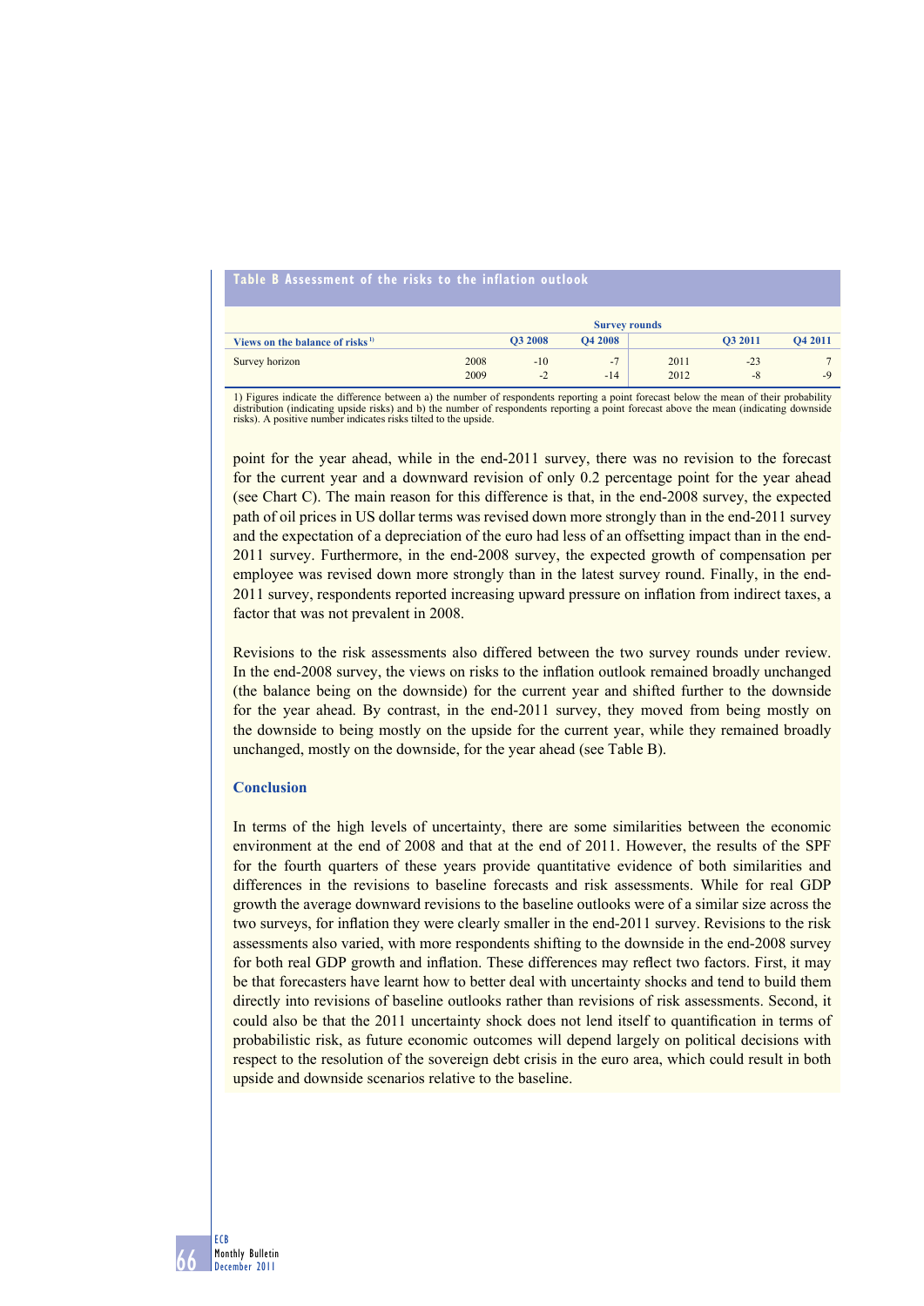**Table B Assessment of the risks to the inflation outlook**

| | | Survey rounds | | | | |
|---|---|---|---|---|---|---|
| Views on the balance of risks [1] | | Q3 2008 | Q4 2008 | | Q3 2011 | Q4 2011 |
| Survey horizon | 2008 | -10 | -7 | 2011 | -23 | 7 |
| | 2009 | -2 | -14 | 2012 | -8 | -9 |

1) Figures indicate the difference between a) the number of respondents reporting a point forecast below the mean of their probability distribution (indicating upside risks) and b) the number of respondents reporting a point forecast above the mean (indicating downside risks). A positive number indicates risks tilted to the upside.

point for the year ahead, while in the end-2011 survey, there was no revision to the forecast for the current year and a downward revision of only 0.2 percentage point for the year ahead (see Chart C). The main reason for this difference is that, in the end-2008 survey, the expected path of oil prices in US dollar terms was revised down more strongly than in the end-2011 survey and the expectation of a depreciation of the euro had less of an offsetting impact than in the end-2011 survey. Furthermore, in the end-2008 survey, the expected growth of compensation per employee was revised down more strongly than in the latest survey round. Finally, in the end-2011 survey, respondents reported increasing upward pressure on inflation from indirect taxes, a factor that was not prevalent in 2008.

Revisions to the risk assessments also differed between the two survey rounds under review. In the end-2008 survey, the views on risks to the inflation outlook remained broadly unchanged (the balance being on the downside) for the current year and shifted further to the downside for the year ahead. By contrast, in the end-2011 survey, they moved from being mostly on the downside to being mostly on the upside for the current year, while they remained broadly unchanged, mostly on the downside, for the year ahead (see Table B).

## Conclusion

In terms of the high levels of uncertainty, there are some similarities between the economic environment at the end of 2008 and that at the end of 2011. However, the results of the SPF for the fourth quarters of these years provide quantitative evidence of both similarities and differences in the revisions to baseline forecasts and risk assessments. While for real GDP growth the average downward revisions to the baseline outlooks were of a similar size across the two surveys, for inflation they were clearly smaller in the end-2011 survey. Revisions to the risk assessments also varied, with more respondents shifting to the downside in the end-2008 survey for both real GDP growth and inflation. These differences may reflect two factors. First, it may be that forecasters have learnt how to better deal with uncertainty shocks and tend to build them directly into revisions of baseline outlooks rather than revisions of risk assessments. Second, it could also be that the 2011 uncertainty shock does not lend itself to quantification in terms of probabilistic risk, as future economic outcomes will depend largely on political decisions with respect to the resolution of the sovereign debt crisis in the euro area, which could result in both upside and downside scenarios relative to the baseline.